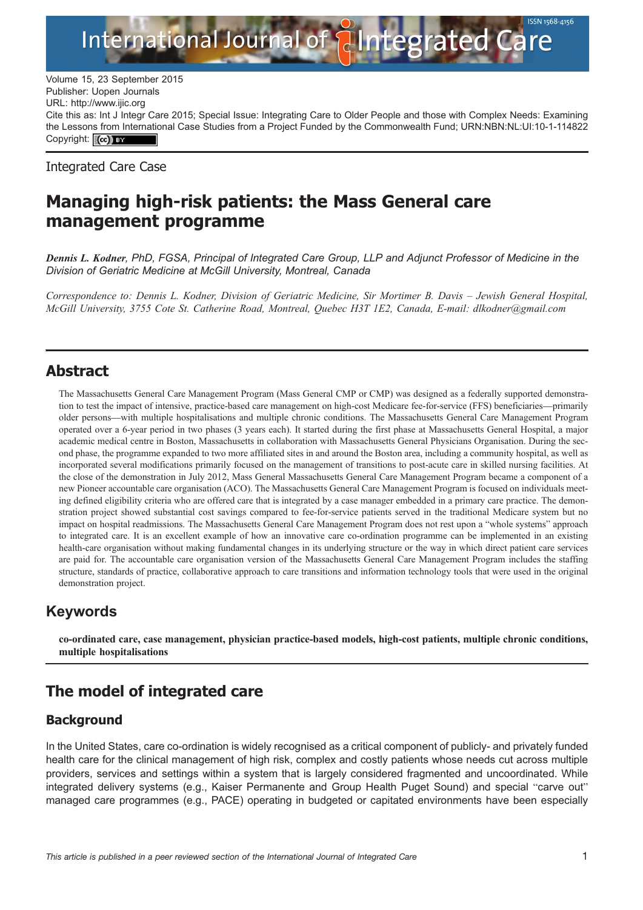Volume 15, 23 September 2015
Publisher: Uopen Journals
URL: http://www.ijic.org
Cite this as: Int J Integr Care 2015; Special Issue: Integrating Care to Older People and those with Complex Needs: Examining the Lessons from International Case Studies from a Project Funded by the Commonwealth Fund; URN:NBN:NL:UI:10-1-114822
Copyright: (cc) BY

Integrated Care Case

# Managing high-risk patients: the Mass General care management programme

***Dennis L. Kodner**, PhD, FGSA, Principal of Integrated Care Group, LLP and Adjunct Professor of Medicine in the Division of Geriatric Medicine at McGill University, Montreal, Canada*

*Correspondence to: Dennis L. Kodner, Division of Geriatric Medicine, Sir Mortimer B. Davis – Jewish General Hospital, McGill University, 3755 Cote St. Catherine Road, Montreal, Quebec H3T 1E2, Canada, E-mail: dlkodner@gmail.com*

## Abstract

The Massachusetts General Care Management Program (Mass General CMP or CMP) was designed as a federally supported demonstration to test the impact of intensive, practice-based care management on high-cost Medicare fee-for-service (FFS) beneficiaries—primarily older persons—with multiple hospitalisations and multiple chronic conditions. The Massachusetts General Care Management Program operated over a 6-year period in two phases (3 years each). It started during the first phase at Massachusetts General Hospital, a major academic medical centre in Boston, Massachusetts in collaboration with Massachusetts General Physicians Organisation. During the second phase, the programme expanded to two more affiliated sites in and around the Boston area, including a community hospital, as well as incorporated several modifications primarily focused on the management of transitions to post-acute care in skilled nursing facilities. At the close of the demonstration in July 2012, Mass General Massachusetts General Care Management Program became a component of a new Pioneer accountable care organisation (ACO). The Massachusetts General Care Management Program is focused on individuals meeting defined eligibility criteria who are offered care that is integrated by a case manager embedded in a primary care practice. The demonstration project showed substantial cost savings compared to fee-for-service patients served in the traditional Medicare system but no impact on hospital readmissions. The Massachusetts General Care Management Program does not rest upon a "whole systems" approach to integrated care. It is an excellent example of how an innovative care co-ordination programme can be implemented in an existing health-care organisation without making fundamental changes in its underlying structure or the way in which direct patient care services are paid for. The accountable care organisation version of the Massachusetts General Care Management Program includes the staffing structure, standards of practice, collaborative approach to care transitions and information technology tools that were used in the original demonstration project.

## Keywords

**co-ordinated care, case management, physician practice-based models, high-cost patients, multiple chronic conditions, multiple hospitalisations**

## The model of integrated care

### Background

In the United States, care co-ordination is widely recognised as a critical component of publicly- and privately funded health care for the clinical management of high risk, complex and costly patients whose needs cut across multiple providers, services and settings within a system that is largely considered fragmented and uncoordinated. While integrated delivery systems (e.g., Kaiser Permanente and Group Health Puget Sound) and special "carve out" managed care programmes (e.g., PACE) operating in budgeted or capitated environments have been especially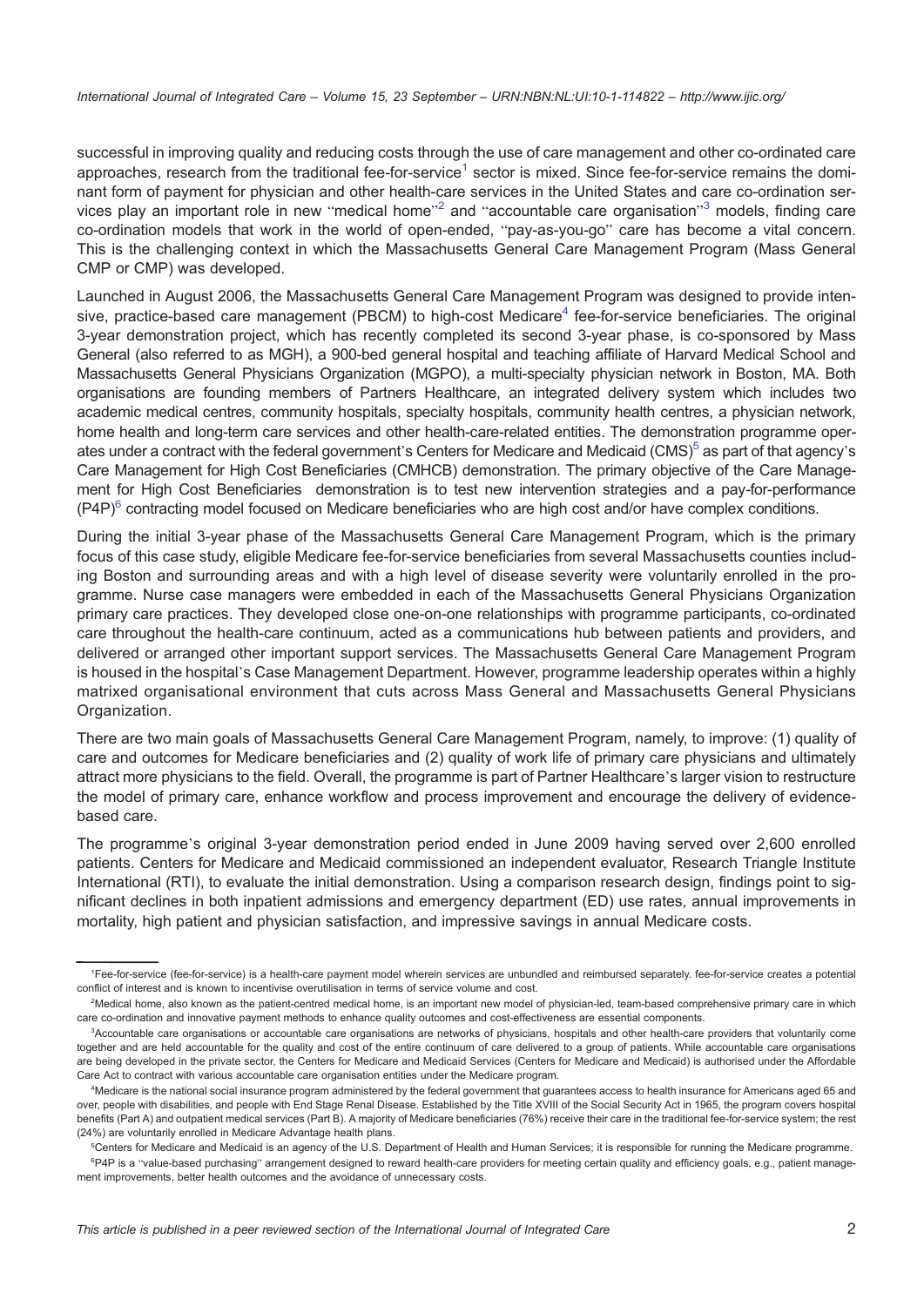successful in improving quality and reducing costs through the use of care management and other co-ordinated care approaches, research from the traditional fee-for-service[1] sector is mixed. Since fee-for-service remains the dominant form of payment for physician and other health-care services in the United States and care co-ordination services play an important role in new "medical home"[2] and "accountable care organisation"[3] models, finding care co-ordination models that work in the world of open-ended, "pay-as-you-go" care has become a vital concern. This is the challenging context in which the Massachusetts General Care Management Program (Mass General CMP or CMP) was developed.

Launched in August 2006, the Massachusetts General Care Management Program was designed to provide intensive, practice-based care management (PBCM) to high-cost Medicare[4] fee-for-service beneficiaries. The original 3-year demonstration project, which has recently completed its second 3-year phase, is co-sponsored by Mass General (also referred to as MGH), a 900-bed general hospital and teaching affiliate of Harvard Medical School and Massachusetts General Physicians Organization (MGPO), a multi-specialty physician network in Boston, MA. Both organisations are founding members of Partners Healthcare, an integrated delivery system which includes two academic medical centres, community hospitals, specialty hospitals, community health centres, a physician network, home health and long-term care services and other health-care-related entities. The demonstration programme operates under a contract with the federal government's Centers for Medicare and Medicaid (CMS)[5] as part of that agency's Care Management for High Cost Beneficiaries (CMHCB) demonstration. The primary objective of the Care Management for High Cost Beneficiaries demonstration is to test new intervention strategies and a pay-for-performance (P4P)[6] contracting model focused on Medicare beneficiaries who are high cost and/or have complex conditions.

During the initial 3-year phase of the Massachusetts General Care Management Program, which is the primary focus of this case study, eligible Medicare fee-for-service beneficiaries from several Massachusetts counties including Boston and surrounding areas and with a high level of disease severity were voluntarily enrolled in the programme. Nurse case managers were embedded in each of the Massachusetts General Physicians Organization primary care practices. They developed close one-on-one relationships with programme participants, co-ordinated care throughout the health-care continuum, acted as a communications hub between patients and providers, and delivered or arranged other important support services. The Massachusetts General Care Management Program is housed in the hospital's Case Management Department. However, programme leadership operates within a highly matrixed organisational environment that cuts across Mass General and Massachusetts General Physicians Organization.

There are two main goals of Massachusetts General Care Management Program, namely, to improve: (1) quality of care and outcomes for Medicare beneficiaries and (2) quality of work life of primary care physicians and ultimately attract more physicians to the field. Overall, the programme is part of Partner Healthcare's larger vision to restructure the model of primary care, enhance workflow and process improvement and encourage the delivery of evidence-based care.

The programme's original 3-year demonstration period ended in June 2009 having served over 2,600 enrolled patients. Centers for Medicare and Medicaid commissioned an independent evaluator, Research Triangle Institute International (RTI), to evaluate the initial demonstration. Using a comparison research design, findings point to significant declines in both inpatient admissions and emergency department (ED) use rates, annual improvements in mortality, high patient and physician satisfaction, and impressive savings in annual Medicare costs.

---

[1]Fee-for-service (fee-for-service) is a health-care payment model wherein services are unbundled and reimbursed separately. fee-for-service creates a potential conflict of interest and is known to incentivise overutilisation in terms of service volume and cost.

[2]Medical home, also known as the patient-centred medical home, is an important new model of physician-led, team-based comprehensive primary care in which care co-ordination and innovative payment methods to enhance quality outcomes and cost-effectiveness are essential components.

[3]Accountable care organisations or accountable care organisations are networks of physicians, hospitals and other health-care providers that voluntarily come together and are held accountable for the quality and cost of the entire continuum of care delivered to a group of patients. While accountable care organisations are being developed in the private sector, the Centers for Medicare and Medicaid Services (Centers for Medicare and Medicaid) is authorised under the Affordable Care Act to contract with various accountable care organisation entities under the Medicare program.

[4]Medicare is the national social insurance program administered by the federal government that guarantees access to health insurance for Americans aged 65 and over, people with disabilities, and people with End Stage Renal Disease. Established by the Title XVIII of the Social Security Act in 1965, the program covers hospital benefits (Part A) and outpatient medical services (Part B). A majority of Medicare beneficiaries (76%) receive their care in the traditional fee-for-service system; the rest (24%) are voluntarily enrolled in Medicare Advantage health plans.

[5]Centers for Medicare and Medicaid is an agency of the U.S. Department of Health and Human Services; it is responsible for running the Medicare programme.

[6]P4P is a "value-based purchasing" arrangement designed to reward health-care providers for meeting certain quality and efficiency goals, e.g., patient management improvements, better health outcomes and the avoidance of unnecessary costs.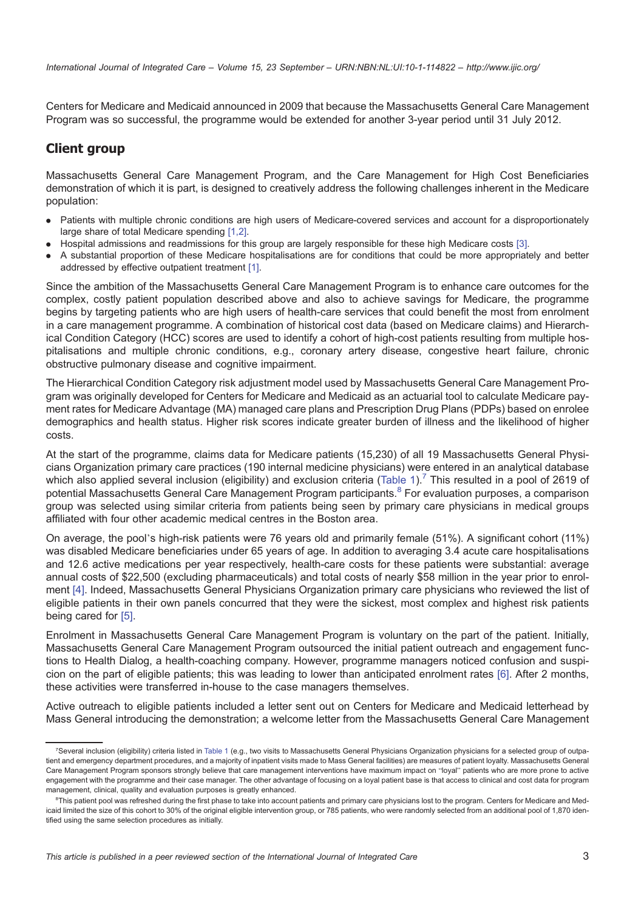Centers for Medicare and Medicaid announced in 2009 that because the Massachusetts General Care Management Program was so successful, the programme would be extended for another 3-year period until 31 July 2012.

## Client group

Massachusetts General Care Management Program, and the Care Management for High Cost Beneficiaries demonstration of which it is part, is designed to creatively address the following challenges inherent in the Medicare population:

- Patients with multiple chronic conditions are high users of Medicare-covered services and account for a disproportionately large share of total Medicare spending [1,2].
- Hospital admissions and readmissions for this group are largely responsible for these high Medicare costs [3].
- A substantial proportion of these Medicare hospitalisations are for conditions that could be more appropriately and better addressed by effective outpatient treatment [1].

Since the ambition of the Massachusetts General Care Management Program is to enhance care outcomes for the complex, costly patient population described above and also to achieve savings for Medicare, the programme begins by targeting patients who are high users of health-care services that could benefit the most from enrolment in a care management programme. A combination of historical cost data (based on Medicare claims) and Hierarchical Condition Category (HCC) scores are used to identify a cohort of high-cost patients resulting from multiple hospitalisations and multiple chronic conditions, e.g., coronary artery disease, congestive heart failure, chronic obstructive pulmonary disease and cognitive impairment.

The Hierarchical Condition Category risk adjustment model used by Massachusetts General Care Management Program was originally developed for Centers for Medicare and Medicaid as an actuarial tool to calculate Medicare payment rates for Medicare Advantage (MA) managed care plans and Prescription Drug Plans (PDPs) based on enrolee demographics and health status. Higher risk scores indicate greater burden of illness and the likelihood of higher costs.

At the start of the programme, claims data for Medicare patients (15,230) of all 19 Massachusetts General Physicians Organization primary care practices (190 internal medicine physicians) were entered in an analytical database which also applied several inclusion (eligibility) and exclusion criteria (Table 1).[7] This resulted in a pool of 2619 of potential Massachusetts General Care Management Program participants.[8] For evaluation purposes, a comparison group was selected using similar criteria from patients being seen by primary care physicians in medical groups affiliated with four other academic medical centres in the Boston area.

On average, the pool's high-risk patients were 76 years old and primarily female (51%). A significant cohort (11%) was disabled Medicare beneficiaries under 65 years of age. In addition to averaging 3.4 acute care hospitalisations and 12.6 active medications per year respectively, health-care costs for these patients were substantial: average annual costs of $22,500 (excluding pharmaceuticals) and total costs of nearly $58 million in the year prior to enrolment [4]. Indeed, Massachusetts General Physicians Organization primary care physicians who reviewed the list of eligible patients in their own panels concurred that they were the sickest, most complex and highest risk patients being cared for [5].

Enrolment in Massachusetts General Care Management Program is voluntary on the part of the patient. Initially, Massachusetts General Care Management Program outsourced the initial patient outreach and engagement functions to Health Dialog, a health-coaching company. However, programme managers noticed confusion and suspicion on the part of eligible patients; this was leading to lower than anticipated enrolment rates [6]. After 2 months, these activities were transferred in-house to the case managers themselves.

Active outreach to eligible patients included a letter sent out on Centers for Medicare and Medicaid letterhead by Mass General introducing the demonstration; a welcome letter from the Massachusetts General Care Management

---

[7] Several inclusion (eligibility) criteria listed in Table 1 (e.g., two visits to Massachusetts General Physicians Organization physicians for a selected group of outpatient and emergency department procedures, and a majority of inpatient visits made to Mass General facilities) are measures of patient loyalty. Massachusetts General Care Management Program sponsors strongly believe that care management interventions have maximum impact on "loyal" patients who are more prone to active engagement with the programme and their case manager. The other advantage of focusing on a loyal patient base is that access to clinical and cost data for program management, clinical, quality and evaluation purposes is greatly enhanced.

[8] This patient pool was refreshed during the first phase to take into account patients and primary care physicians lost to the program. Centers for Medicare and Medicaid limited the size of this cohort to 30% of the original eligible intervention group, or 785 patients, who were randomly selected from an additional pool of 1,870 identified using the same selection procedures as initially.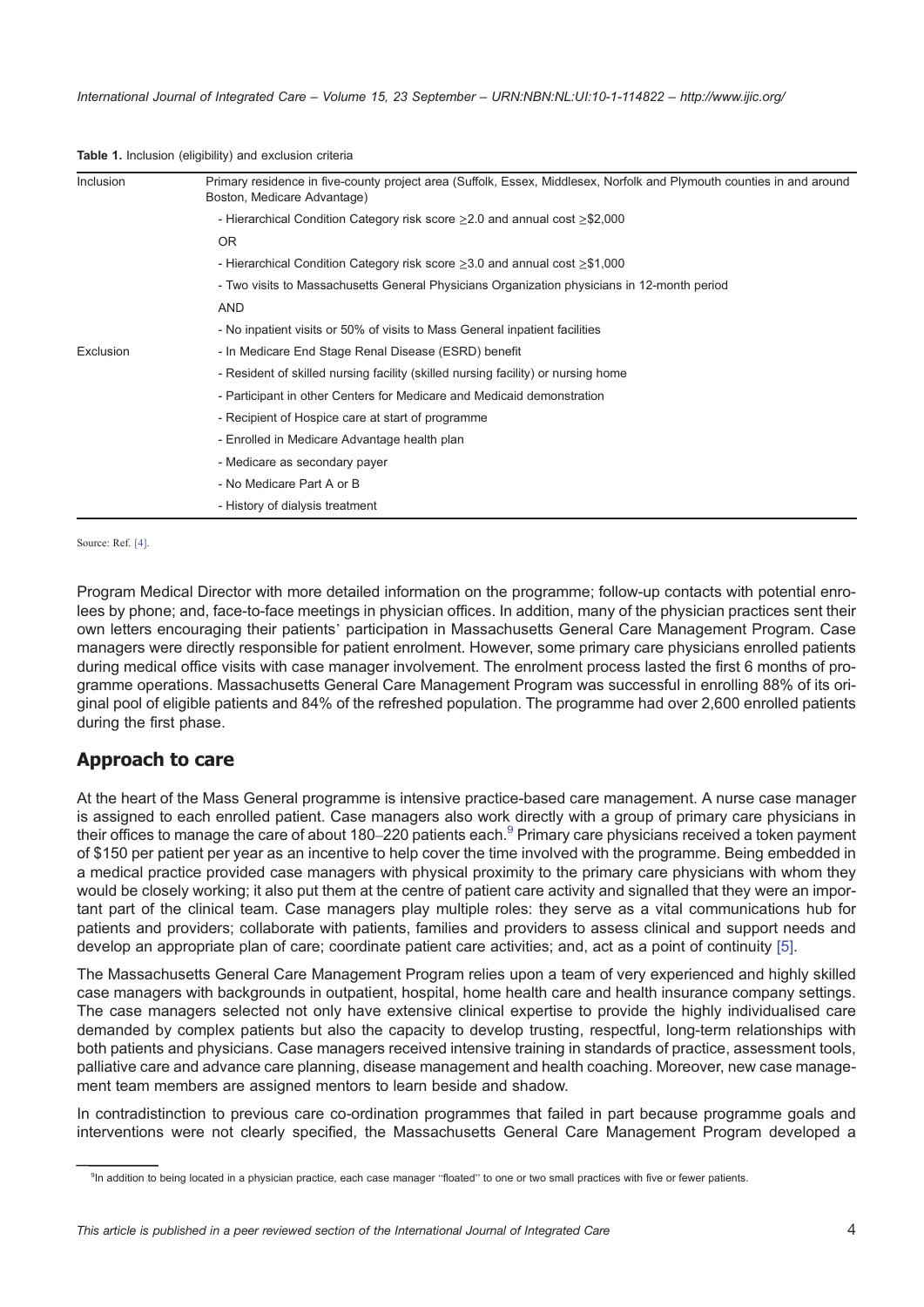**Table 1.** Inclusion (eligibility) and exclusion criteria

| | |
|---|---|
| Inclusion | Primary residence in five-county project area (Suffolk, Essex, Middlesex, Norfolk and Plymouth counties in and around Boston, Medicare Advantage) |
| | - Hierarchical Condition Category risk score ≥2.0 and annual cost ≥$2,000 |
| | OR |
| | - Hierarchical Condition Category risk score ≥3.0 and annual cost ≥$1,000 |
| | - Two visits to Massachusetts General Physicians Organization physicians in 12-month period |
| | AND |
| | - No inpatient visits or 50% of visits to Mass General inpatient facilities |
| Exclusion | - In Medicare End Stage Renal Disease (ESRD) benefit |
| | - Resident of skilled nursing facility (skilled nursing facility) or nursing home |
| | - Participant in other Centers for Medicare and Medicaid demonstration |
| | - Recipient of Hospice care at start of programme |
| | - Enrolled in Medicare Advantage health plan |
| | - Medicare as secondary payer |
| | - No Medicare Part A or B |
| | - History of dialysis treatment |

Source: Ref. [4].

Program Medical Director with more detailed information on the programme; follow-up contacts with potential enrolees by phone; and, face-to-face meetings in physician offices. In addition, many of the physician practices sent their own letters encouraging their patients' participation in Massachusetts General Care Management Program. Case managers were directly responsible for patient enrolment. However, some primary care physicians enrolled patients during medical office visits with case manager involvement. The enrolment process lasted the first 6 months of programme operations. Massachusetts General Care Management Program was successful in enrolling 88% of its original pool of eligible patients and 84% of the refreshed population. The programme had over 2,600 enrolled patients during the first phase.

## Approach to care

At the heart of the Mass General programme is intensive practice-based care management. A nurse case manager is assigned to each enrolled patient. Case managers also work directly with a group of primary care physicians in their offices to manage the care of about 180–220 patients each.[9] Primary care physicians received a token payment of $150 per patient per year as an incentive to help cover the time involved with the programme. Being embedded in a medical practice provided case managers with physical proximity to the primary care physicians with whom they would be closely working; it also put them at the centre of patient care activity and signalled that they were an important part of the clinical team. Case managers play multiple roles: they serve as a vital communications hub for patients and providers; collaborate with patients, families and providers to assess clinical and support needs and develop an appropriate plan of care; coordinate patient care activities; and, act as a point of continuity [5].

The Massachusetts General Care Management Program relies upon a team of very experienced and highly skilled case managers with backgrounds in outpatient, hospital, home health care and health insurance company settings. The case managers selected not only have extensive clinical expertise to provide the highly individualised care demanded by complex patients but also the capacity to develop trusting, respectful, long-term relationships with both patients and physicians. Case managers received intensive training in standards of practice, assessment tools, palliative care and advance care planning, disease management and health coaching. Moreover, new case management team members are assigned mentors to learn beside and shadow.

In contradistinction to previous care co-ordination programmes that failed in part because programme goals and interventions were not clearly specified, the Massachusetts General Care Management Program developed a

[9] In addition to being located in a physician practice, each case manager "floated" to one or two small practices with five or fewer patients.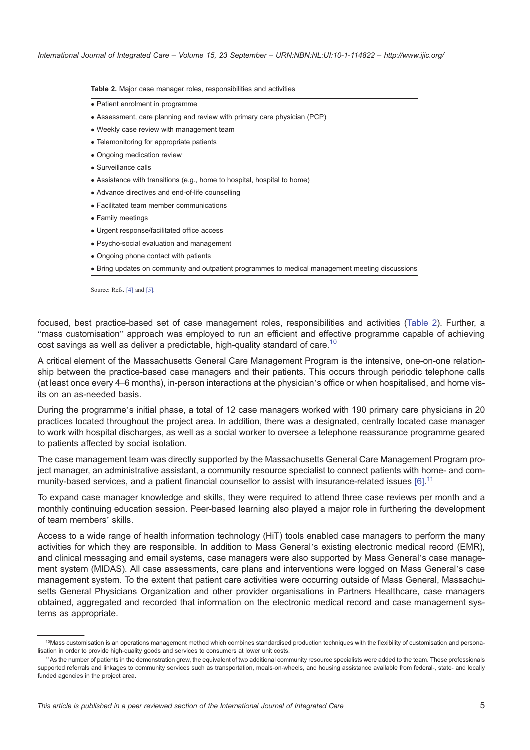**Table 2.** Major case manager roles, responsibilities and activities

- Patient enrolment in programme
- Assessment, care planning and review with primary care physician (PCP)
- Weekly case review with management team
- Telemonitoring for appropriate patients
- Ongoing medication review
- Surveillance calls
- Assistance with transitions (e.g., home to hospital, hospital to home)
- Advance directives and end-of-life counselling
- Facilitated team member communications
- Family meetings
- Urgent response/facilitated office access
- Psycho-social evaluation and management
- Ongoing phone contact with patients
- Bring updates on community and outpatient programmes to medical management meeting discussions

Source: Refs. [4] and [5].

focused, best practice-based set of case management roles, responsibilities and activities (Table 2). Further, a "mass customisation" approach was employed to run an efficient and effective programme capable of achieving cost savings as well as deliver a predictable, high-quality standard of care.[10]

A critical element of the Massachusetts General Care Management Program is the intensive, one-on-one relationship between the practice-based case managers and their patients. This occurs through periodic telephone calls (at least once every 4–6 months), in-person interactions at the physician's office or when hospitalised, and home visits on an as-needed basis.

During the programme's initial phase, a total of 12 case managers worked with 190 primary care physicians in 20 practices located throughout the project area. In addition, there was a designated, centrally located case manager to work with hospital discharges, as well as a social worker to oversee a telephone reassurance programme geared to patients affected by social isolation.

The case management team was directly supported by the Massachusetts General Care Management Program project manager, an administrative assistant, a community resource specialist to connect patients with home- and community-based services, and a patient financial counsellor to assist with insurance-related issues [6].[11]

To expand case manager knowledge and skills, they were required to attend three case reviews per month and a monthly continuing education session. Peer-based learning also played a major role in furthering the development of team members' skills.

Access to a wide range of health information technology (HiT) tools enabled case managers to perform the many activities for which they are responsible. In addition to Mass General's existing electronic medical record (EMR), and clinical messaging and email systems, case managers were also supported by Mass General's case management system (MIDAS). All case assessments, care plans and interventions were logged on Mass General's case management system. To the extent that patient care activities were occurring outside of Mass General, Massachusetts General Physicians Organization and other provider organisations in Partners Healthcare, case managers obtained, aggregated and recorded that information on the electronic medical record and case management systems as appropriate.

[10] Mass customisation is an operations management method which combines standardised production techniques with the flexibility of customisation and personalisation in order to provide high-quality goods and services to consumers at lower unit costs.

[11] As the number of patients in the demonstration grew, the equivalent of two additional community resource specialists were added to the team. These professionals supported referrals and linkages to community services such as transportation, meals-on-wheels, and housing assistance available from federal-, state- and locally funded agencies in the project area.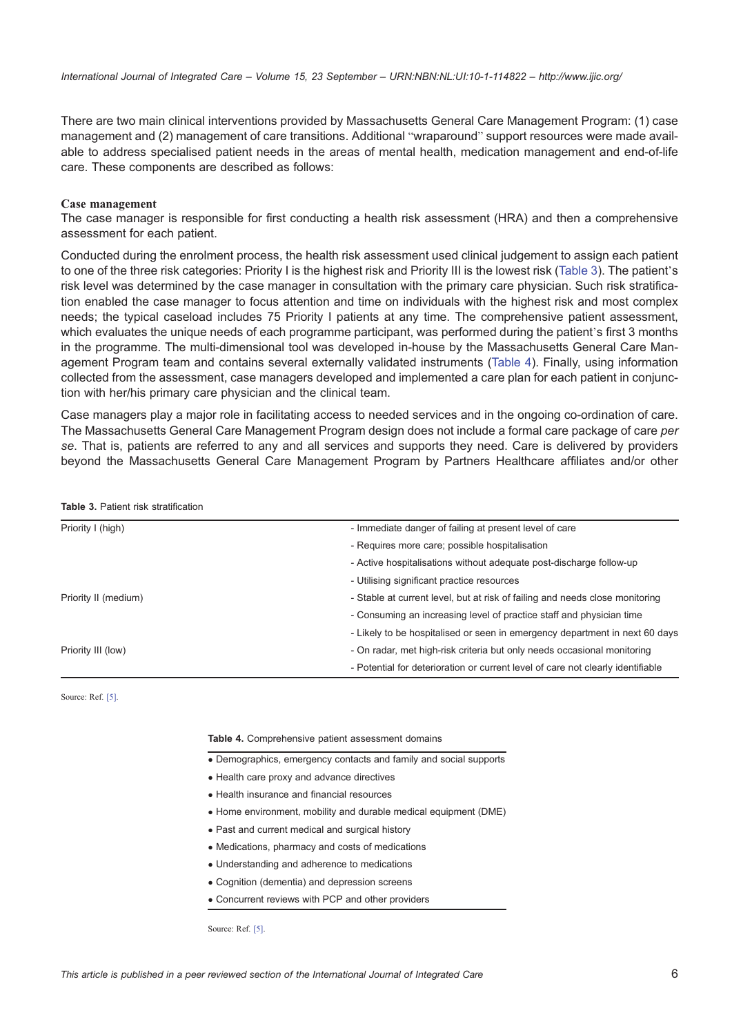There are two main clinical interventions provided by Massachusetts General Care Management Program: (1) case management and (2) management of care transitions. Additional "wraparound" support resources were made available to address specialised patient needs in the areas of mental health, medication management and end-of-life care. These components are described as follows:

**Case management**

The case manager is responsible for first conducting a health risk assessment (HRA) and then a comprehensive assessment for each patient.

Conducted during the enrolment process, the health risk assessment used clinical judgement to assign each patient to one of the three risk categories: Priority I is the highest risk and Priority III is the lowest risk (Table 3). The patient's risk level was determined by the case manager in consultation with the primary care physician. Such risk stratification enabled the case manager to focus attention and time on individuals with the highest risk and most complex needs; the typical caseload includes 75 Priority I patients at any time. The comprehensive patient assessment, which evaluates the unique needs of each programme participant, was performed during the patient's first 3 months in the programme. The multi-dimensional tool was developed in-house by the Massachusetts General Care Management Program team and contains several externally validated instruments (Table 4). Finally, using information collected from the assessment, case managers developed and implemented a care plan for each patient in conjunction with her/his primary care physician and the clinical team.

Case managers play a major role in facilitating access to needed services and in the ongoing co-ordination of care. The Massachusetts General Care Management Program design does not include a formal care package of care *per se*. That is, patients are referred to any and all services and supports they need. Care is delivered by providers beyond the Massachusetts General Care Management Program by Partners Healthcare affiliates and/or other

**Table 3.** Patient risk stratification

| | |
|---|---|
| Priority I (high) | - Immediate danger of failing at present level of care |
| | - Requires more care; possible hospitalisation |
| | - Active hospitalisations without adequate post-discharge follow-up |
| | - Utilising significant practice resources |
| Priority II (medium) | - Stable at current level, but at risk of failing and needs close monitoring |
| | - Consuming an increasing level of practice staff and physician time |
| | - Likely to be hospitalised or seen in emergency department in next 60 days |
| Priority III (low) | - On radar, met high-risk criteria but only needs occasional monitoring |
| | - Potential for deterioration or current level of care not clearly identifiable |

Source: Ref. [5].

**Table 4.** Comprehensive patient assessment domains

- Demographics, emergency contacts and family and social supports
- Health care proxy and advance directives
- Health insurance and financial resources
- Home environment, mobility and durable medical equipment (DME)
- Past and current medical and surgical history
- Medications, pharmacy and costs of medications
- Understanding and adherence to medications
- Cognition (dementia) and depression screens
- Concurrent reviews with PCP and other providers

Source: Ref. [5].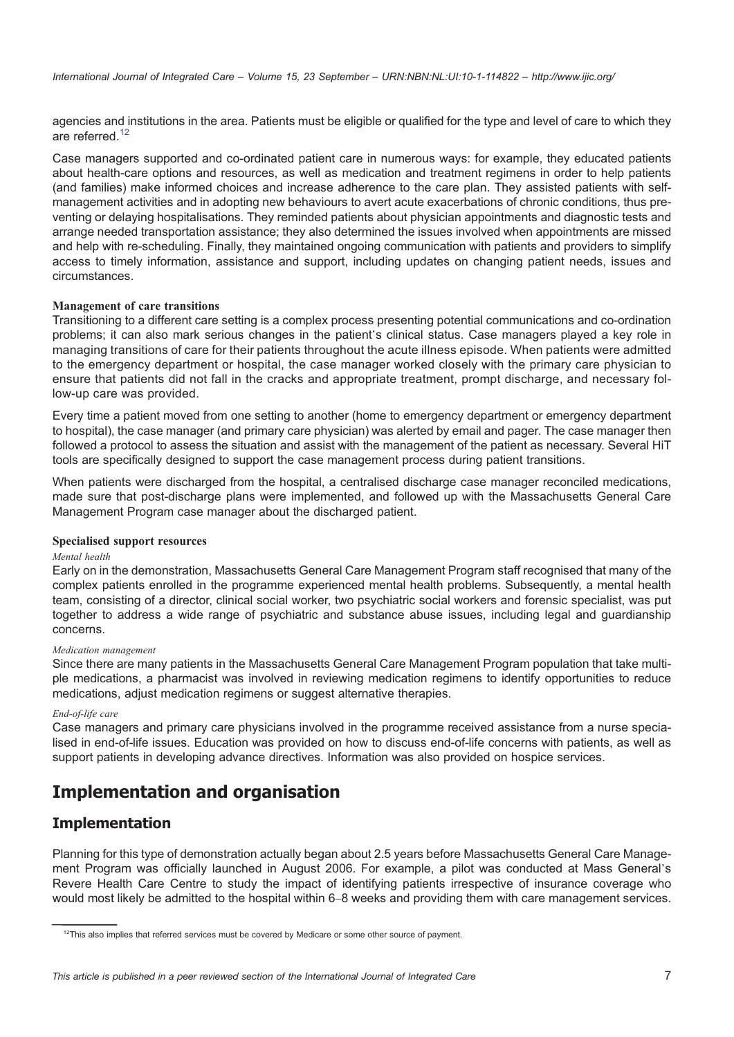agencies and institutions in the area. Patients must be eligible or qualified for the type and level of care to which they are referred.[12]

Case managers supported and co-ordinated patient care in numerous ways: for example, they educated patients about health-care options and resources, as well as medication and treatment regimens in order to help patients (and families) make informed choices and increase adherence to the care plan. They assisted patients with self-management activities and in adopting new behaviours to avert acute exacerbations of chronic conditions, thus preventing or delaying hospitalisations. They reminded patients about physician appointments and diagnostic tests and arrange needed transportation assistance; they also determined the issues involved when appointments are missed and help with re-scheduling. Finally, they maintained ongoing communication with patients and providers to simplify access to timely information, assistance and support, including updates on changing patient needs, issues and circumstances.

#### Management of care transitions

Transitioning to a different care setting is a complex process presenting potential communications and co-ordination problems; it can also mark serious changes in the patient's clinical status. Case managers played a key role in managing transitions of care for their patients throughout the acute illness episode. When patients were admitted to the emergency department or hospital, the case manager worked closely with the primary care physician to ensure that patients did not fall in the cracks and appropriate treatment, prompt discharge, and necessary follow-up care was provided.

Every time a patient moved from one setting to another (home to emergency department or emergency department to hospital), the case manager (and primary care physician) was alerted by email and pager. The case manager then followed a protocol to assess the situation and assist with the management of the patient as necessary. Several HiT tools are specifically designed to support the case management process during patient transitions.

When patients were discharged from the hospital, a centralised discharge case manager reconciled medications, made sure that post-discharge plans were implemented, and followed up with the Massachusetts General Care Management Program case manager about the discharged patient.

#### Specialised support resources

*Mental health*

Early on in the demonstration, Massachusetts General Care Management Program staff recognised that many of the complex patients enrolled in the programme experienced mental health problems. Subsequently, a mental health team, consisting of a director, clinical social worker, two psychiatric social workers and forensic specialist, was put together to address a wide range of psychiatric and substance abuse issues, including legal and guardianship concerns.

*Medication management*

Since there are many patients in the Massachusetts General Care Management Program population that take multiple medications, a pharmacist was involved in reviewing medication regimens to identify opportunities to reduce medications, adjust medication regimens or suggest alternative therapies.

*End-of-life care*

Case managers and primary care physicians involved in the programme received assistance from a nurse specialised in end-of-life issues. Education was provided on how to discuss end-of-life concerns with patients, as well as support patients in developing advance directives. Information was also provided on hospice services.

## Implementation and organisation

### Implementation

Planning for this type of demonstration actually began about 2.5 years before Massachusetts General Care Management Program was officially launched in August 2006. For example, a pilot was conducted at Mass General's Revere Health Care Centre to study the impact of identifying patients irrespective of insurance coverage who would most likely be admitted to the hospital within 6–8 weeks and providing them with care management services.

[12] This also implies that referred services must be covered by Medicare or some other source of payment.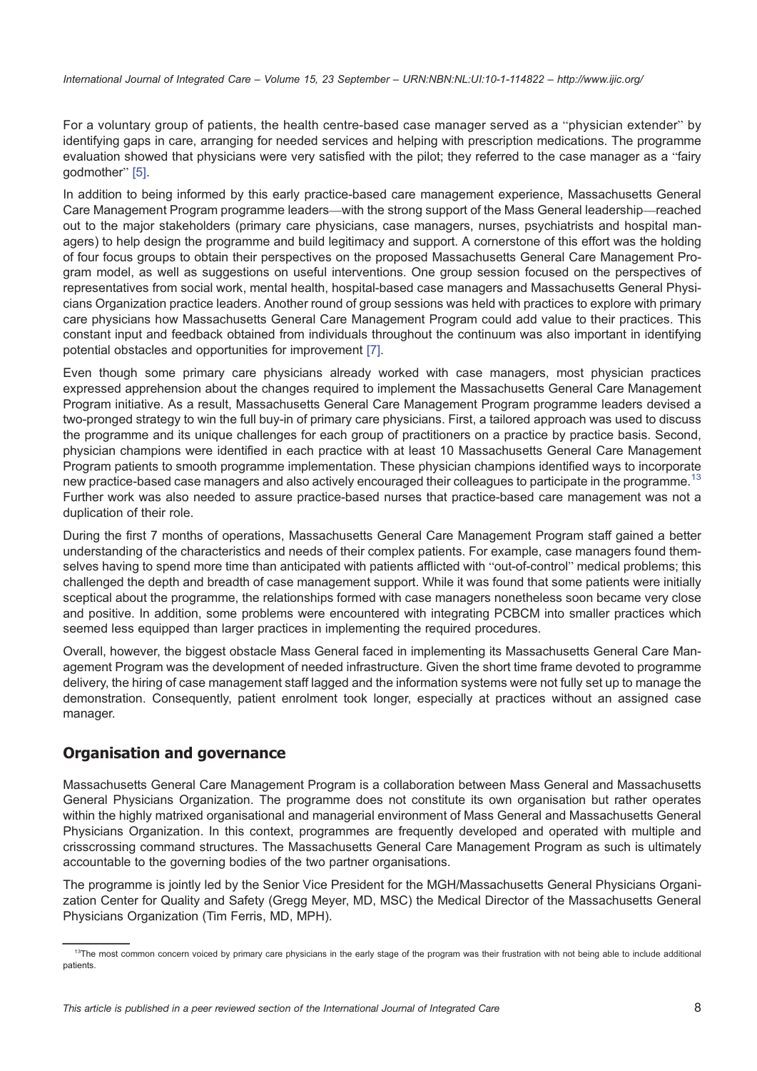For a voluntary group of patients, the health centre-based case manager served as a "physician extender" by identifying gaps in care, arranging for needed services and helping with prescription medications. The programme evaluation showed that physicians were very satisfied with the pilot; they referred to the case manager as a "fairy godmother" [5].

In addition to being informed by this early practice-based care management experience, Massachusetts General Care Management Program programme leaders—with the strong support of the Mass General leadership—reached out to the major stakeholders (primary care physicians, case managers, nurses, psychiatrists and hospital managers) to help design the programme and build legitimacy and support. A cornerstone of this effort was the holding of four focus groups to obtain their perspectives on the proposed Massachusetts General Care Management Program model, as well as suggestions on useful interventions. One group session focused on the perspectives of representatives from social work, mental health, hospital-based case managers and Massachusetts General Physicians Organization practice leaders. Another round of group sessions was held with practices to explore with primary care physicians how Massachusetts General Care Management Program could add value to their practices. This constant input and feedback obtained from individuals throughout the continuum was also important in identifying potential obstacles and opportunities for improvement [7].

Even though some primary care physicians already worked with case managers, most physician practices expressed apprehension about the changes required to implement the Massachusetts General Care Management Program initiative. As a result, Massachusetts General Care Management Program programme leaders devised a two-pronged strategy to win the full buy-in of primary care physicians. First, a tailored approach was used to discuss the programme and its unique challenges for each group of practitioners on a practice by practice basis. Second, physician champions were identified in each practice with at least 10 Massachusetts General Care Management Program patients to smooth programme implementation. These physician champions identified ways to incorporate new practice-based case managers and also actively encouraged their colleagues to participate in the programme.[13] Further work was also needed to assure practice-based nurses that practice-based care management was not a duplication of their role.

During the first 7 months of operations, Massachusetts General Care Management Program staff gained a better understanding of the characteristics and needs of their complex patients. For example, case managers found themselves having to spend more time than anticipated with patients afflicted with "out-of-control" medical problems; this challenged the depth and breadth of case management support. While it was found that some patients were initially sceptical about the programme, the relationships formed with case managers nonetheless soon became very close and positive. In addition, some problems were encountered with integrating PCBCM into smaller practices which seemed less equipped than larger practices in implementing the required procedures.

Overall, however, the biggest obstacle Mass General faced in implementing its Massachusetts General Care Management Program was the development of needed infrastructure. Given the short time frame devoted to programme delivery, the hiring of case management staff lagged and the information systems were not fully set up to manage the demonstration. Consequently, patient enrolment took longer, especially at practices without an assigned case manager.

## Organisation and governance

Massachusetts General Care Management Program is a collaboration between Mass General and Massachusetts General Physicians Organization. The programme does not constitute its own organisation but rather operates within the highly matrixed organisational and managerial environment of Mass General and Massachusetts General Physicians Organization. In this context, programmes are frequently developed and operated with multiple and crisscrossing command structures. The Massachusetts General Care Management Program as such is ultimately accountable to the governing bodies of the two partner organisations.

The programme is jointly led by the Senior Vice President for the MGH/Massachusetts General Physicians Organization Center for Quality and Safety (Gregg Meyer, MD, MSC) the Medical Director of the Massachusetts General Physicians Organization (Tim Ferris, MD, MPH).

[13] The most common concern voiced by primary care physicians in the early stage of the program was their frustration with not being able to include additional patients.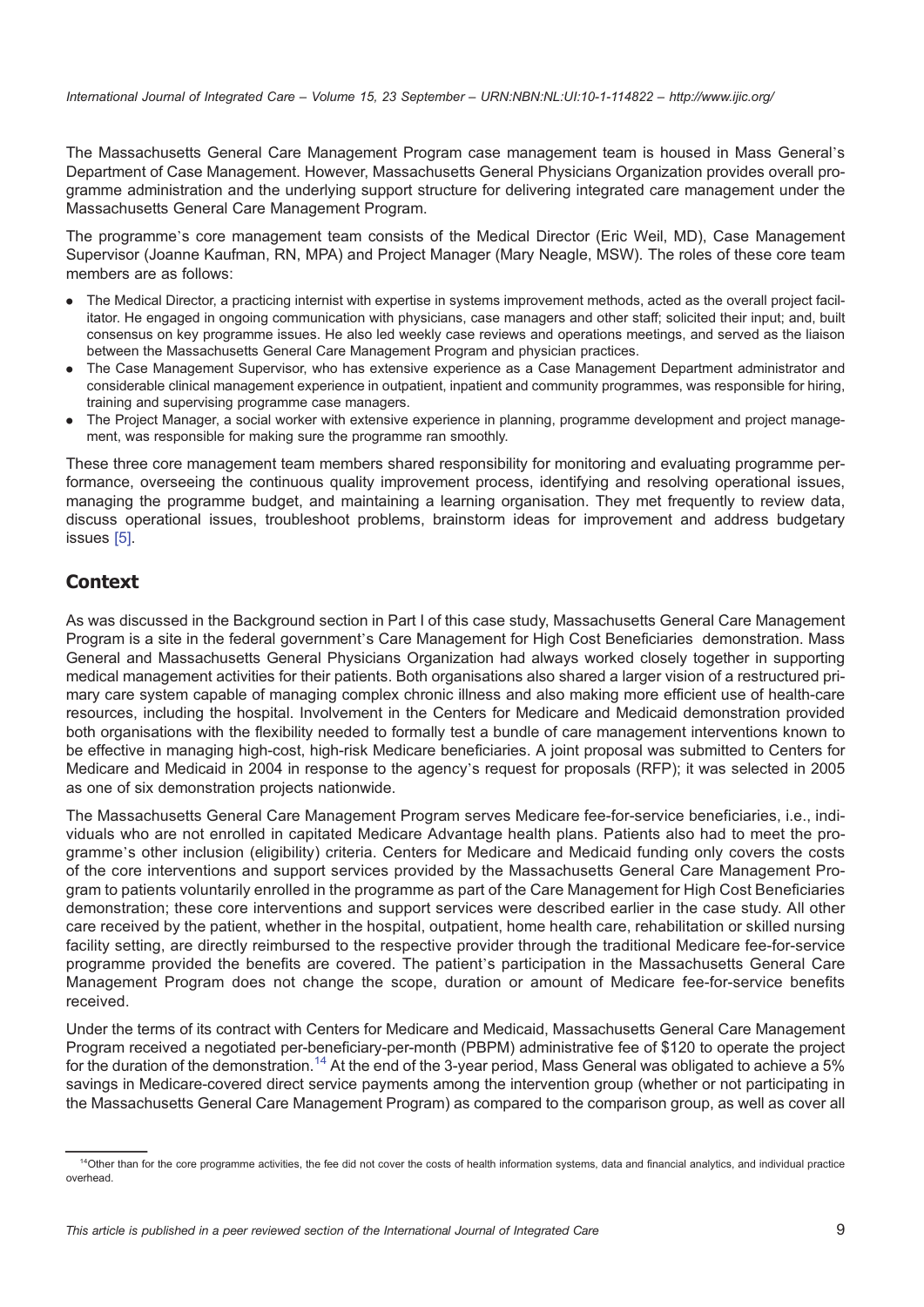The Massachusetts General Care Management Program case management team is housed in Mass General's Department of Case Management. However, Massachusetts General Physicians Organization provides overall programme administration and the underlying support structure for delivering integrated care management under the Massachusetts General Care Management Program.

The programme's core management team consists of the Medical Director (Eric Weil, MD), Case Management Supervisor (Joanne Kaufman, RN, MPA) and Project Manager (Mary Neagle, MSW). The roles of these core team members are as follows:

- The Medical Director, a practicing internist with expertise in systems improvement methods, acted as the overall project facilitator. He engaged in ongoing communication with physicians, case managers and other staff; solicited their input; and, built consensus on key programme issues. He also led weekly case reviews and operations meetings, and served as the liaison between the Massachusetts General Care Management Program and physician practices.
- The Case Management Supervisor, who has extensive experience as a Case Management Department administrator and considerable clinical management experience in outpatient, inpatient and community programmes, was responsible for hiring, training and supervising programme case managers.
- The Project Manager, a social worker with extensive experience in planning, programme development and project management, was responsible for making sure the programme ran smoothly.

These three core management team members shared responsibility for monitoring and evaluating programme performance, overseeing the continuous quality improvement process, identifying and resolving operational issues, managing the programme budget, and maintaining a learning organisation. They met frequently to review data, discuss operational issues, troubleshoot problems, brainstorm ideas for improvement and address budgetary issues [5].

## Context

As was discussed in the Background section in Part I of this case study, Massachusetts General Care Management Program is a site in the federal government's Care Management for High Cost Beneficiaries demonstration. Mass General and Massachusetts General Physicians Organization had always worked closely together in supporting medical management activities for their patients. Both organisations also shared a larger vision of a restructured primary care system capable of managing complex chronic illness and also making more efficient use of health-care resources, including the hospital. Involvement in the Centers for Medicare and Medicaid demonstration provided both organisations with the flexibility needed to formally test a bundle of care management interventions known to be effective in managing high-cost, high-risk Medicare beneficiaries. A joint proposal was submitted to Centers for Medicare and Medicaid in 2004 in response to the agency's request for proposals (RFP); it was selected in 2005 as one of six demonstration projects nationwide.

The Massachusetts General Care Management Program serves Medicare fee-for-service beneficiaries, i.e., individuals who are not enrolled in capitated Medicare Advantage health plans. Patients also had to meet the programme's other inclusion (eligibility) criteria. Centers for Medicare and Medicaid funding only covers the costs of the core interventions and support services provided by the Massachusetts General Care Management Program to patients voluntarily enrolled in the programme as part of the Care Management for High Cost Beneficiaries demonstration; these core interventions and support services were described earlier in the case study. All other care received by the patient, whether in the hospital, outpatient, home health care, rehabilitation or skilled nursing facility setting, are directly reimbursed to the respective provider through the traditional Medicare fee-for-service programme provided the benefits are covered. The patient's participation in the Massachusetts General Care Management Program does not change the scope, duration or amount of Medicare fee-for-service benefits received.

Under the terms of its contract with Centers for Medicare and Medicaid, Massachusetts General Care Management Program received a negotiated per-beneficiary-per-month (PBPM) administrative fee of $120 to operate the project for the duration of the demonstration.[14] At the end of the 3-year period, Mass General was obligated to achieve a 5% savings in Medicare-covered direct service payments among the intervention group (whether or not participating in the Massachusetts General Care Management Program) as compared to the comparison group, as well as cover all

[14] Other than for the core programme activities, the fee did not cover the costs of health information systems, data and financial analytics, and individual practice overhead.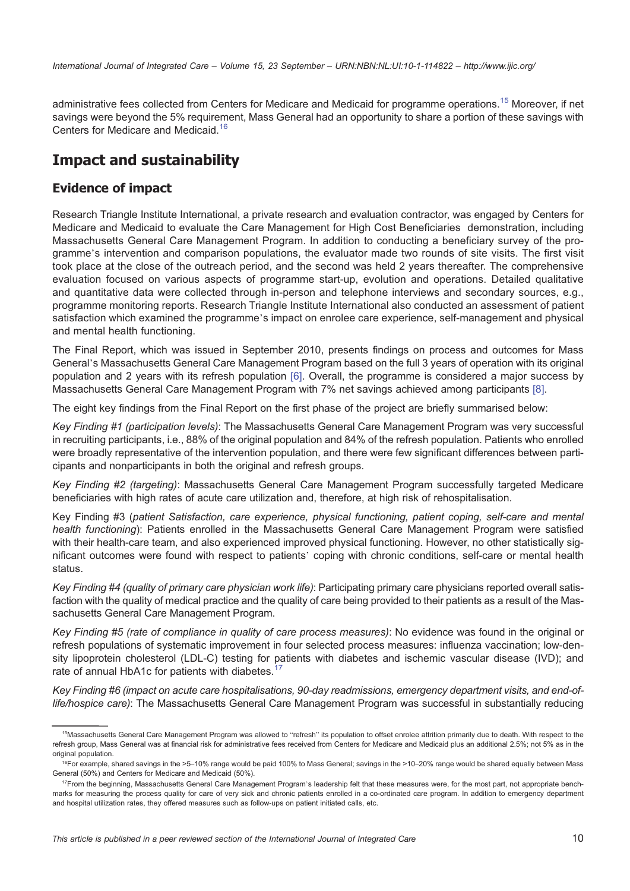administrative fees collected from Centers for Medicare and Medicaid for programme operations.[15] Moreover, if net savings were beyond the 5% requirement, Mass General had an opportunity to share a portion of these savings with Centers for Medicare and Medicaid.[16]

## Impact and sustainability

### Evidence of impact

Research Triangle Institute International, a private research and evaluation contractor, was engaged by Centers for Medicare and Medicaid to evaluate the Care Management for High Cost Beneficiaries demonstration, including Massachusetts General Care Management Program. In addition to conducting a beneficiary survey of the programme's intervention and comparison populations, the evaluator made two rounds of site visits. The first visit took place at the close of the outreach period, and the second was held 2 years thereafter. The comprehensive evaluation focused on various aspects of programme start-up, evolution and operations. Detailed qualitative and quantitative data were collected through in-person and telephone interviews and secondary sources, e.g., programme monitoring reports. Research Triangle Institute International also conducted an assessment of patient satisfaction which examined the programme's impact on enrolee care experience, self-management and physical and mental health functioning.

The Final Report, which was issued in September 2010, presents findings on process and outcomes for Mass General's Massachusetts General Care Management Program based on the full 3 years of operation with its original population and 2 years with its refresh population [6]. Overall, the programme is considered a major success by Massachusetts General Care Management Program with 7% net savings achieved among participants [8].

The eight key findings from the Final Report on the first phase of the project are briefly summarised below:

*Key Finding #1 (participation levels)*: The Massachusetts General Care Management Program was very successful in recruiting participants, i.e., 88% of the original population and 84% of the refresh population. Patients who enrolled were broadly representative of the intervention population, and there were few significant differences between participants and nonparticipants in both the original and refresh groups.

*Key Finding #2 (targeting)*: Massachusetts General Care Management Program successfully targeted Medicare beneficiaries with high rates of acute care utilization and, therefore, at high risk of rehospitalisation.

Key Finding #3 (*patient Satisfaction, care experience, physical functioning, patient coping, self-care and mental health functioning*): Patients enrolled in the Massachusetts General Care Management Program were satisfied with their health-care team, and also experienced improved physical functioning. However, no other statistically significant outcomes were found with respect to patients' coping with chronic conditions, self-care or mental health status.

*Key Finding #4 (quality of primary care physician work life)*: Participating primary care physicians reported overall satisfaction with the quality of medical practice and the quality of care being provided to their patients as a result of the Massachusetts General Care Management Program.

*Key Finding #5 (rate of compliance in quality of care process measures)*: No evidence was found in the original or refresh populations of systematic improvement in four selected process measures: influenza vaccination; low-density lipoprotein cholesterol (LDL-C) testing for patients with diabetes and ischemic vascular disease (IVD); and rate of annual HbA1c for patients with diabetes.[17]

*Key Finding #6 (impact on acute care hospitalisations, 90-day readmissions, emergency department visits, and end-of-life/hospice care)*: The Massachusetts General Care Management Program was successful in substantially reducing

---

[15] Massachusetts General Care Management Program was allowed to "refresh" its population to offset enrolee attrition primarily due to death. With respect to the refresh group, Mass General was at financial risk for administrative fees received from Centers for Medicare and Medicaid plus an additional 2.5%; not 5% as in the original population.

[16] For example, shared savings in the >5–10% range would be paid 100% to Mass General; savings in the >10–20% range would be shared equally between Mass General (50%) and Centers for Medicare and Medicaid (50%).

[17] From the beginning, Massachusetts General Care Management Program's leadership felt that these measures were, for the most part, not appropriate benchmarks for measuring the process quality for care of very sick and chronic patients enrolled in a co-ordinated care program. In addition to emergency department and hospital utilization rates, they offered measures such as follow-ups on patient initiated calls, etc.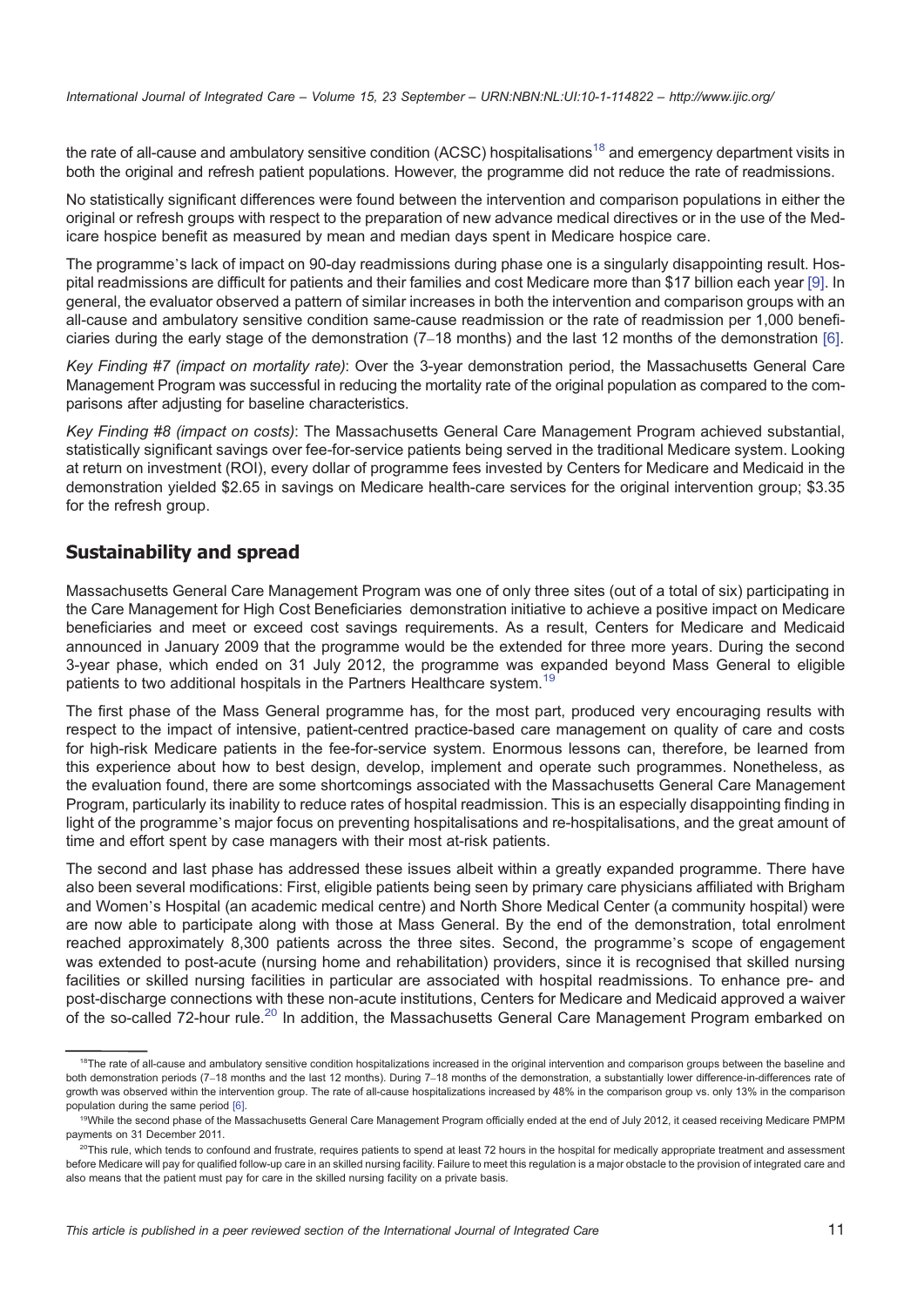the rate of all-cause and ambulatory sensitive condition (ACSC) hospitalisations[18] and emergency department visits in both the original and refresh patient populations. However, the programme did not reduce the rate of readmissions.

No statistically significant differences were found between the intervention and comparison populations in either the original or refresh groups with respect to the preparation of new advance medical directives or in the use of the Medicare hospice benefit as measured by mean and median days spent in Medicare hospice care.

The programme's lack of impact on 90-day readmissions during phase one is a singularly disappointing result. Hospital readmissions are difficult for patients and their families and cost Medicare more than $17 billion each year [9]. In general, the evaluator observed a pattern of similar increases in both the intervention and comparison groups with an all-cause and ambulatory sensitive condition same-cause readmission or the rate of readmission per 1,000 beneficiaries during the early stage of the demonstration (7–18 months) and the last 12 months of the demonstration [6].

*Key Finding #7 (impact on mortality rate)*: Over the 3-year demonstration period, the Massachusetts General Care Management Program was successful in reducing the mortality rate of the original population as compared to the comparisons after adjusting for baseline characteristics.

*Key Finding #8 (impact on costs)*: The Massachusetts General Care Management Program achieved substantial, statistically significant savings over fee-for-service patients being served in the traditional Medicare system. Looking at return on investment (ROI), every dollar of programme fees invested by Centers for Medicare and Medicaid in the demonstration yielded $2.65 in savings on Medicare health-care services for the original intervention group; $3.35 for the refresh group.

## Sustainability and spread

Massachusetts General Care Management Program was one of only three sites (out of a total of six) participating in the Care Management for High Cost Beneficiaries demonstration initiative to achieve a positive impact on Medicare beneficiaries and meet or exceed cost savings requirements. As a result, Centers for Medicare and Medicaid announced in January 2009 that the programme would be the extended for three more years. During the second 3-year phase, which ended on 31 July 2012, the programme was expanded beyond Mass General to eligible patients to two additional hospitals in the Partners Healthcare system.[19]

The first phase of the Mass General programme has, for the most part, produced very encouraging results with respect to the impact of intensive, patient-centred practice-based care management on quality of care and costs for high-risk Medicare patients in the fee-for-service system. Enormous lessons can, therefore, be learned from this experience about how to best design, develop, implement and operate such programmes. Nonetheless, as the evaluation found, there are some shortcomings associated with the Massachusetts General Care Management Program, particularly its inability to reduce rates of hospital readmission. This is an especially disappointing finding in light of the programme's major focus on preventing hospitalisations and re-hospitalisations, and the great amount of time and effort spent by case managers with their most at-risk patients.

The second and last phase has addressed these issues albeit within a greatly expanded programme. There have also been several modifications: First, eligible patients being seen by primary care physicians affiliated with Brigham and Women's Hospital (an academic medical centre) and North Shore Medical Center (a community hospital) were are now able to participate along with those at Mass General. By the end of the demonstration, total enrolment reached approximately 8,300 patients across the three sites. Second, the programme's scope of engagement was extended to post-acute (nursing home and rehabilitation) providers, since it is recognised that skilled nursing facilities or skilled nursing facilities in particular are associated with hospital readmissions. To enhance pre- and post-discharge connections with these non-acute institutions, Centers for Medicare and Medicaid approved a waiver of the so-called 72-hour rule.[20] In addition, the Massachusetts General Care Management Program embarked on

[18] The rate of all-cause and ambulatory sensitive condition hospitalizations increased in the original intervention and comparison groups between the baseline and both demonstration periods (7–18 months and the last 12 months). During 7–18 months of the demonstration, a substantially lower difference-in-differences rate of growth was observed within the intervention group. The rate of all-cause hospitalizations increased by 48% in the comparison group vs. only 13% in the comparison population during the same period [6].

[19] While the second phase of the Massachusetts General Care Management Program officially ended at the end of July 2012, it ceased receiving Medicare PMPM payments on 31 December 2011.

[20] This rule, which tends to confound and frustrate, requires patients to spend at least 72 hours in the hospital for medically appropriate treatment and assessment before Medicare will pay for qualified follow-up care in an skilled nursing facility. Failure to meet this regulation is a major obstacle to the provision of integrated care and also means that the patient must pay for care in the skilled nursing facility on a private basis.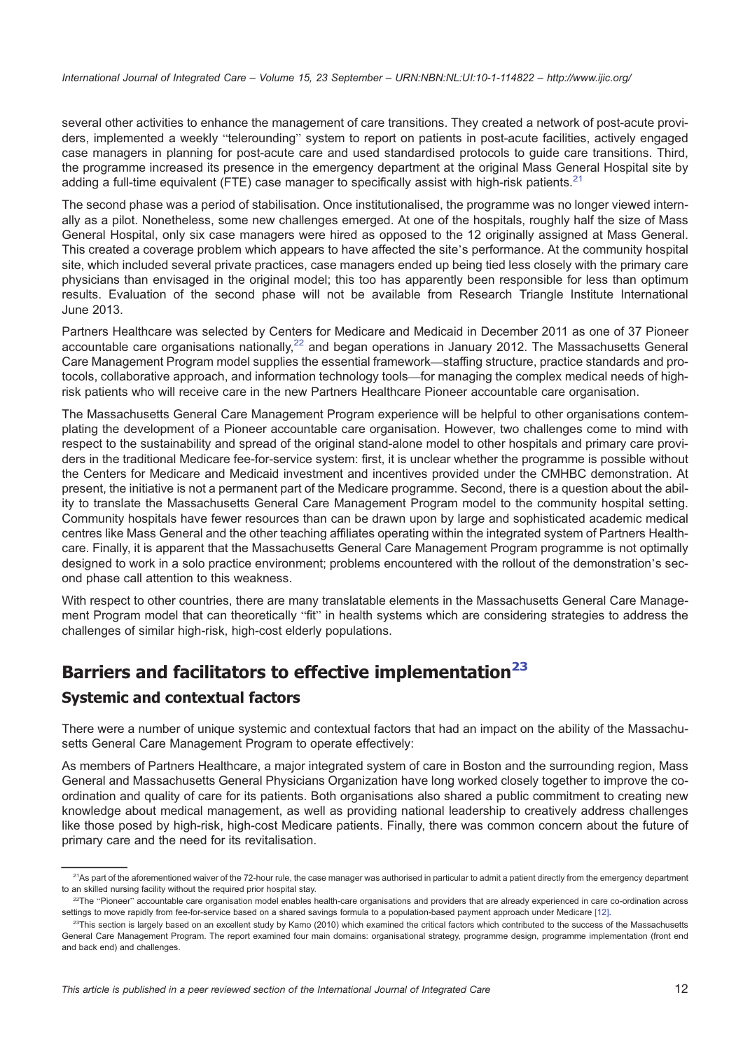several other activities to enhance the management of care transitions. They created a network of post-acute providers, implemented a weekly "telerounding" system to report on patients in post-acute facilities, actively engaged case managers in planning for post-acute care and used standardised protocols to guide care transitions. Third, the programme increased its presence in the emergency department at the original Mass General Hospital site by adding a full-time equivalent (FTE) case manager to specifically assist with high-risk patients.[21]

The second phase was a period of stabilisation. Once institutionalised, the programme was no longer viewed internally as a pilot. Nonetheless, some new challenges emerged. At one of the hospitals, roughly half the size of Mass General Hospital, only six case managers were hired as opposed to the 12 originally assigned at Mass General. This created a coverage problem which appears to have affected the site's performance. At the community hospital site, which included several private practices, case managers ended up being tied less closely with the primary care physicians than envisaged in the original model; this too has apparently been responsible for less than optimum results. Evaluation of the second phase will not be available from Research Triangle Institute International June 2013.

Partners Healthcare was selected by Centers for Medicare and Medicaid in December 2011 as one of 37 Pioneer accountable care organisations nationally,[22] and began operations in January 2012. The Massachusetts General Care Management Program model supplies the essential framework—staffing structure, practice standards and protocols, collaborative approach, and information technology tools—for managing the complex medical needs of high-risk patients who will receive care in the new Partners Healthcare Pioneer accountable care organisation.

The Massachusetts General Care Management Program experience will be helpful to other organisations contemplating the development of a Pioneer accountable care organisation. However, two challenges come to mind with respect to the sustainability and spread of the original stand-alone model to other hospitals and primary care providers in the traditional Medicare fee-for-service system: first, it is unclear whether the programme is possible without the Centers for Medicare and Medicaid investment and incentives provided under the CMHBC demonstration. At present, the initiative is not a permanent part of the Medicare programme. Second, there is a question about the ability to translate the Massachusetts General Care Management Program model to the community hospital setting. Community hospitals have fewer resources than can be drawn upon by large and sophisticated academic medical centres like Mass General and the other teaching affiliates operating within the integrated system of Partners Healthcare. Finally, it is apparent that the Massachusetts General Care Management Program programme is not optimally designed to work in a solo practice environment; problems encountered with the rollout of the demonstration's second phase call attention to this weakness.

With respect to other countries, there are many translatable elements in the Massachusetts General Care Management Program model that can theoretically "fit" in health systems which are considering strategies to address the challenges of similar high-risk, high-cost elderly populations.

## Barriers and facilitators to effective implementation[23]

### Systemic and contextual factors

There were a number of unique systemic and contextual factors that had an impact on the ability of the Massachusetts General Care Management Program to operate effectively:

As members of Partners Healthcare, a major integrated system of care in Boston and the surrounding region, Mass General and Massachusetts General Physicians Organization have long worked closely together to improve the co-ordination and quality of care for its patients. Both organisations also shared a public commitment to creating new knowledge about medical management, as well as providing national leadership to creatively address challenges like those posed by high-risk, high-cost Medicare patients. Finally, there was common concern about the future of primary care and the need for its revitalisation.

---

[21] As part of the aforementioned waiver of the 72-hour rule, the case manager was authorised in particular to admit a patient directly from the emergency department to an skilled nursing facility without the required prior hospital stay.

[22] The "Pioneer" accountable care organisation model enables health-care organisations and providers that are already experienced in care co-ordination across settings to move rapidly from fee-for-service based on a shared savings formula to a population-based payment approach under Medicare [12].

[23] This section is largely based on an excellent study by Kamo (2010) which examined the critical factors which contributed to the success of the Massachusetts General Care Management Program. The report examined four main domains: organisational strategy, programme design, programme implementation (front end and back end) and challenges.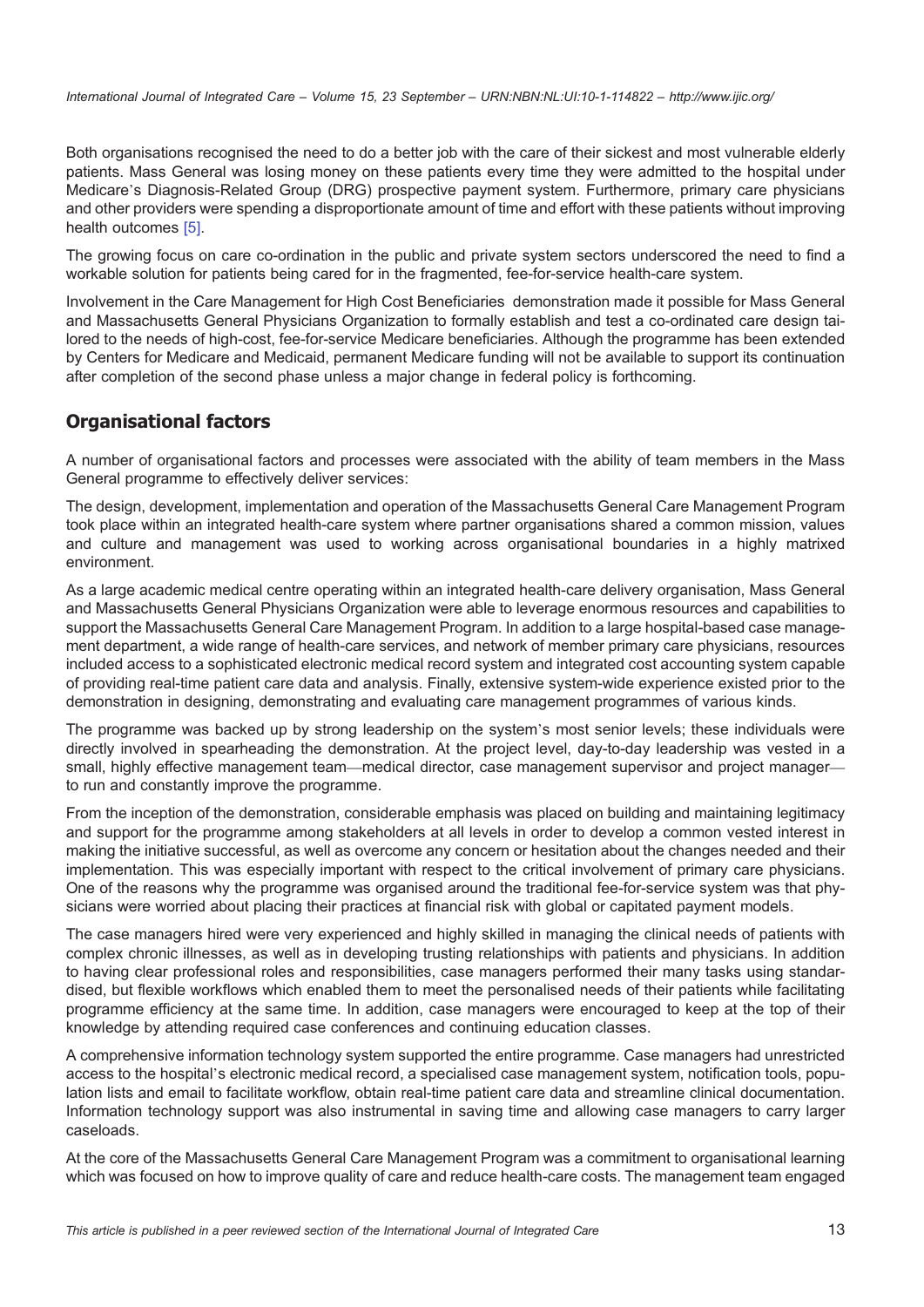Both organisations recognised the need to do a better job with the care of their sickest and most vulnerable elderly patients. Mass General was losing money on these patients every time they were admitted to the hospital under Medicare's Diagnosis-Related Group (DRG) prospective payment system. Furthermore, primary care physicians and other providers were spending a disproportionate amount of time and effort with these patients without improving health outcomes [5].

The growing focus on care co-ordination in the public and private system sectors underscored the need to find a workable solution for patients being cared for in the fragmented, fee-for-service health-care system.

Involvement in the Care Management for High Cost Beneficiaries demonstration made it possible for Mass General and Massachusetts General Physicians Organization to formally establish and test a co-ordinated care design tailored to the needs of high-cost, fee-for-service Medicare beneficiaries. Although the programme has been extended by Centers for Medicare and Medicaid, permanent Medicare funding will not be available to support its continuation after completion of the second phase unless a major change in federal policy is forthcoming.

## Organisational factors

A number of organisational factors and processes were associated with the ability of team members in the Mass General programme to effectively deliver services:

The design, development, implementation and operation of the Massachusetts General Care Management Program took place within an integrated health-care system where partner organisations shared a common mission, values and culture and management was used to working across organisational boundaries in a highly matrixed environment.

As a large academic medical centre operating within an integrated health-care delivery organisation, Mass General and Massachusetts General Physicians Organization were able to leverage enormous resources and capabilities to support the Massachusetts General Care Management Program. In addition to a large hospital-based case management department, a wide range of health-care services, and network of member primary care physicians, resources included access to a sophisticated electronic medical record system and integrated cost accounting system capable of providing real-time patient care data and analysis. Finally, extensive system-wide experience existed prior to the demonstration in designing, demonstrating and evaluating care management programmes of various kinds.

The programme was backed up by strong leadership on the system's most senior levels; these individuals were directly involved in spearheading the demonstration. At the project level, day-to-day leadership was vested in a small, highly effective management team—medical director, case management supervisor and project manager—to run and constantly improve the programme.

From the inception of the demonstration, considerable emphasis was placed on building and maintaining legitimacy and support for the programme among stakeholders at all levels in order to develop a common vested interest in making the initiative successful, as well as overcome any concern or hesitation about the changes needed and their implementation. This was especially important with respect to the critical involvement of primary care physicians. One of the reasons why the programme was organised around the traditional fee-for-service system was that physicians were worried about placing their practices at financial risk with global or capitated payment models.

The case managers hired were very experienced and highly skilled in managing the clinical needs of patients with complex chronic illnesses, as well as in developing trusting relationships with patients and physicians. In addition to having clear professional roles and responsibilities, case managers performed their many tasks using standardised, but flexible workflows which enabled them to meet the personalised needs of their patients while facilitating programme efficiency at the same time. In addition, case managers were encouraged to keep at the top of their knowledge by attending required case conferences and continuing education classes.

A comprehensive information technology system supported the entire programme. Case managers had unrestricted access to the hospital's electronic medical record, a specialised case management system, notification tools, population lists and email to facilitate workflow, obtain real-time patient care data and streamline clinical documentation. Information technology support was also instrumental in saving time and allowing case managers to carry larger caseloads.

At the core of the Massachusetts General Care Management Program was a commitment to organisational learning which was focused on how to improve quality of care and reduce health-care costs. The management team engaged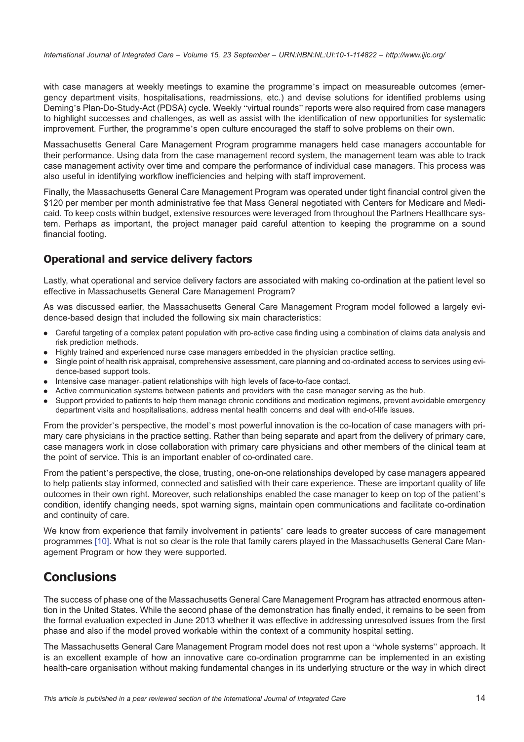with case managers at weekly meetings to examine the programme's impact on measureable outcomes (emergency department visits, hospitalisations, readmissions, etc.) and devise solutions for identified problems using Deming's Plan-Do-Study-Act (PDSA) cycle. Weekly "virtual rounds" reports were also required from case managers to highlight successes and challenges, as well as assist with the identification of new opportunities for systematic improvement. Further, the programme's open culture encouraged the staff to solve problems on their own.

Massachusetts General Care Management Program programme managers held case managers accountable for their performance. Using data from the case management record system, the management team was able to track case management activity over time and compare the performance of individual case managers. This process was also useful in identifying workflow inefficiencies and helping with staff improvement.

Finally, the Massachusetts General Care Management Program was operated under tight financial control given the $120 per member per month administrative fee that Mass General negotiated with Centers for Medicare and Medicaid. To keep costs within budget, extensive resources were leveraged from throughout the Partners Healthcare system. Perhaps as important, the project manager paid careful attention to keeping the programme on a sound financial footing.

## Operational and service delivery factors

Lastly, what operational and service delivery factors are associated with making co-ordination at the patient level so effective in Massachusetts General Care Management Program?

As was discussed earlier, the Massachusetts General Care Management Program model followed a largely evidence-based design that included the following six main characteristics:

- Careful targeting of a complex patent population with pro-active case finding using a combination of claims data analysis and risk prediction methods.
- Highly trained and experienced nurse case managers embedded in the physician practice setting.
- Single point of health risk appraisal, comprehensive assessment, care planning and co-ordinated access to services using evidence-based support tools.
- Intensive case manager–patient relationships with high levels of face-to-face contact.
- Active communication systems between patients and providers with the case manager serving as the hub.
- Support provided to patients to help them manage chronic conditions and medication regimens, prevent avoidable emergency department visits and hospitalisations, address mental health concerns and deal with end-of-life issues.

From the provider's perspective, the model's most powerful innovation is the co-location of case managers with primary care physicians in the practice setting. Rather than being separate and apart from the delivery of primary care, case managers work in close collaboration with primary care physicians and other members of the clinical team at the point of service. This is an important enabler of co-ordinated care.

From the patient's perspective, the close, trusting, one-on-one relationships developed by case managers appeared to help patients stay informed, connected and satisfied with their care experience. These are important quality of life outcomes in their own right. Moreover, such relationships enabled the case manager to keep on top of the patient's condition, identify changing needs, spot warning signs, maintain open communications and facilitate co-ordination and continuity of care.

We know from experience that family involvement in patients' care leads to greater success of care management programmes [10]. What is not so clear is the role that family carers played in the Massachusetts General Care Management Program or how they were supported.

# Conclusions

The success of phase one of the Massachusetts General Care Management Program has attracted enormous attention in the United States. While the second phase of the demonstration has finally ended, it remains to be seen from the formal evaluation expected in June 2013 whether it was effective in addressing unresolved issues from the first phase and also if the model proved workable within the context of a community hospital setting.

The Massachusetts General Care Management Program model does not rest upon a "whole systems" approach. It is an excellent example of how an innovative care co-ordination programme can be implemented in an existing health-care organisation without making fundamental changes in its underlying structure or the way in which direct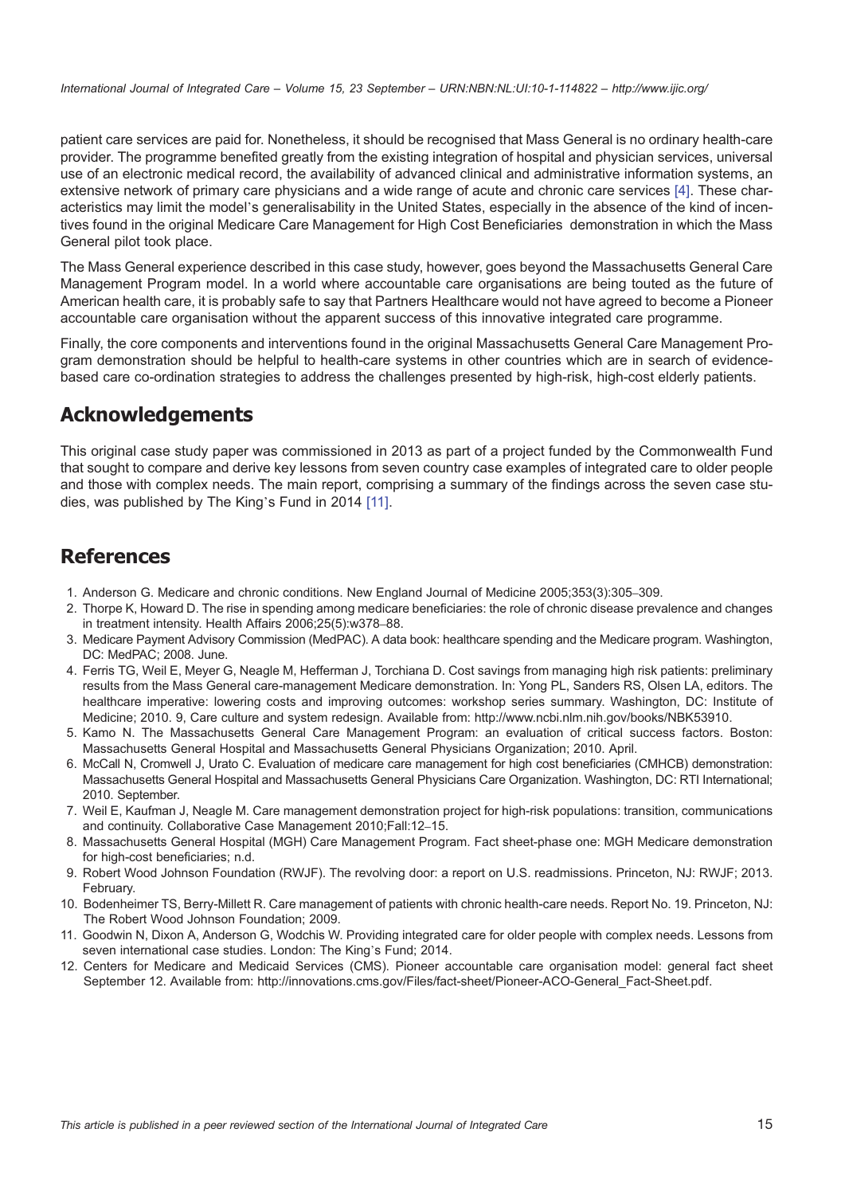patient care services are paid for. Nonetheless, it should be recognised that Mass General is no ordinary health-care provider. The programme benefited greatly from the existing integration of hospital and physician services, universal use of an electronic medical record, the availability of advanced clinical and administrative information systems, an extensive network of primary care physicians and a wide range of acute and chronic care services [4]. These characteristics may limit the model's generalisability in the United States, especially in the absence of the kind of incentives found in the original Medicare Care Management for High Cost Beneficiaries demonstration in which the Mass General pilot took place.

The Mass General experience described in this case study, however, goes beyond the Massachusetts General Care Management Program model. In a world where accountable care organisations are being touted as the future of American health care, it is probably safe to say that Partners Healthcare would not have agreed to become a Pioneer accountable care organisation without the apparent success of this innovative integrated care programme.

Finally, the core components and interventions found in the original Massachusetts General Care Management Program demonstration should be helpful to health-care systems in other countries which are in search of evidence-based care co-ordination strategies to address the challenges presented by high-risk, high-cost elderly patients.

## Acknowledgements

This original case study paper was commissioned in 2013 as part of a project funded by the Commonwealth Fund that sought to compare and derive key lessons from seven country case examples of integrated care to older people and those with complex needs. The main report, comprising a summary of the findings across the seven case studies, was published by The King's Fund in 2014 [11].

## References

1. Anderson G. Medicare and chronic conditions. New England Journal of Medicine 2005;353(3):305–309.
2. Thorpe K, Howard D. The rise in spending among medicare beneficiaries: the role of chronic disease prevalence and changes in treatment intensity. Health Affairs 2006;25(5):w378–88.
3. Medicare Payment Advisory Commission (MedPAC). A data book: healthcare spending and the Medicare program. Washington, DC: MedPAC; 2008. June.
4. Ferris TG, Weil E, Meyer G, Neagle M, Hefferman J, Torchiana D. Cost savings from managing high risk patients: preliminary results from the Mass General care-management Medicare demonstration. In: Yong PL, Sanders RS, Olsen LA, editors. The healthcare imperative: lowering costs and improving outcomes: workshop series summary. Washington, DC: Institute of Medicine; 2010. 9, Care culture and system redesign. Available from: http://www.ncbi.nlm.nih.gov/books/NBK53910.
5. Kamo N. The Massachusetts General Care Management Program: an evaluation of critical success factors. Boston: Massachusetts General Hospital and Massachusetts General Physicians Organization; 2010. April.
6. McCall N, Cromwell J, Urato C. Evaluation of medicare care management for high cost beneficiaries (CMHCB) demonstration: Massachusetts General Hospital and Massachusetts General Physicians Care Organization. Washington, DC: RTI International; 2010. September.
7. Weil E, Kaufman J, Neagle M. Care management demonstration project for high-risk populations: transition, communications and continuity. Collaborative Case Management 2010;Fall:12–15.
8. Massachusetts General Hospital (MGH) Care Management Program. Fact sheet-phase one: MGH Medicare demonstration for high-cost beneficiaries; n.d.
9. Robert Wood Johnson Foundation (RWJF). The revolving door: a report on U.S. readmissions. Princeton, NJ: RWJF; 2013. February.
10. Bodenheimer TS, Berry-Millett R. Care management of patients with chronic health-care needs. Report No. 19. Princeton, NJ: The Robert Wood Johnson Foundation; 2009.
11. Goodwin N, Dixon A, Anderson G, Wodchis W. Providing integrated care for older people with complex needs. Lessons from seven international case studies. London: The King's Fund; 2014.
12. Centers for Medicare and Medicaid Services (CMS). Pioneer accountable care organisation model: general fact sheet September 12. Available from: http://innovations.cms.gov/Files/fact-sheet/Pioneer-ACO-General_Fact-Sheet.pdf.